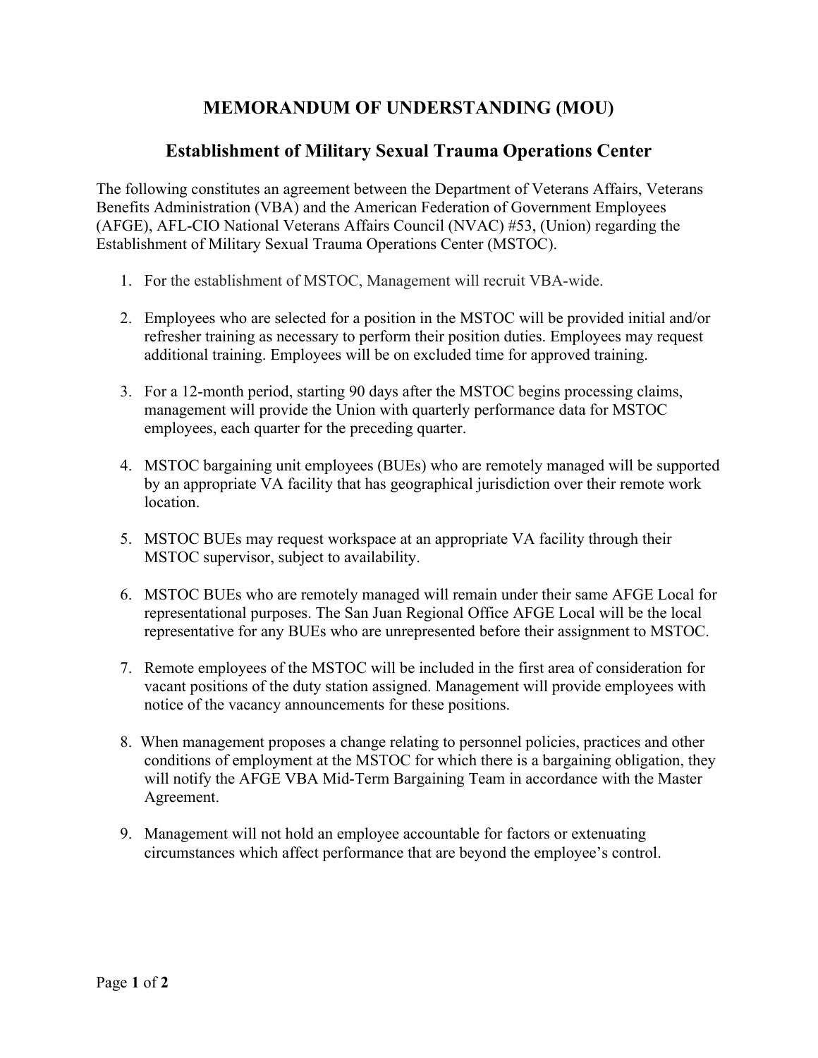# MEMORANDUM OF UNDERSTANDING (MOU)

## Establishment of Military Sexual Trauma Operations Center

The following constitutes an agreement between the Department of Veterans Affairs, Veterans Benefits Administration (VBA) and the American Federation of Government Employees (AFGE), AFL-CIO National Veterans Affairs Council (NVAC) #53, (Union) regarding the Establishment of Military Sexual Trauma Operations Center (MSTOC).

1. For the establishment of MSTOC, Management will recruit VBA-wide.

2. Employees who are selected for a position in the MSTOC will be provided initial and/or refresher training as necessary to perform their position duties. Employees may request additional training. Employees will be on excluded time for approved training.

3. For a 12-month period, starting 90 days after the MSTOC begins processing claims, management will provide the Union with quarterly performance data for MSTOC employees, each quarter for the preceding quarter.

4. MSTOC bargaining unit employees (BUEs) who are remotely managed will be supported by an appropriate VA facility that has geographical jurisdiction over their remote work location.

5. MSTOC BUEs may request workspace at an appropriate VA facility through their MSTOC supervisor, subject to availability.

6. MSTOC BUEs who are remotely managed will remain under their same AFGE Local for representational purposes. The San Juan Regional Office AFGE Local will be the local representative for any BUEs who are unrepresented before their assignment to MSTOC.

7. Remote employees of the MSTOC will be included in the first area of consideration for vacant positions of the duty station assigned. Management will provide employees with notice of the vacancy announcements for these positions.

8. When management proposes a change relating to personnel policies, practices and other conditions of employment at the MSTOC for which there is a bargaining obligation, they will notify the AFGE VBA Mid-Term Bargaining Team in accordance with the Master Agreement.

9. Management will not hold an employee accountable for factors or extenuating circumstances which affect performance that are beyond the employee's control.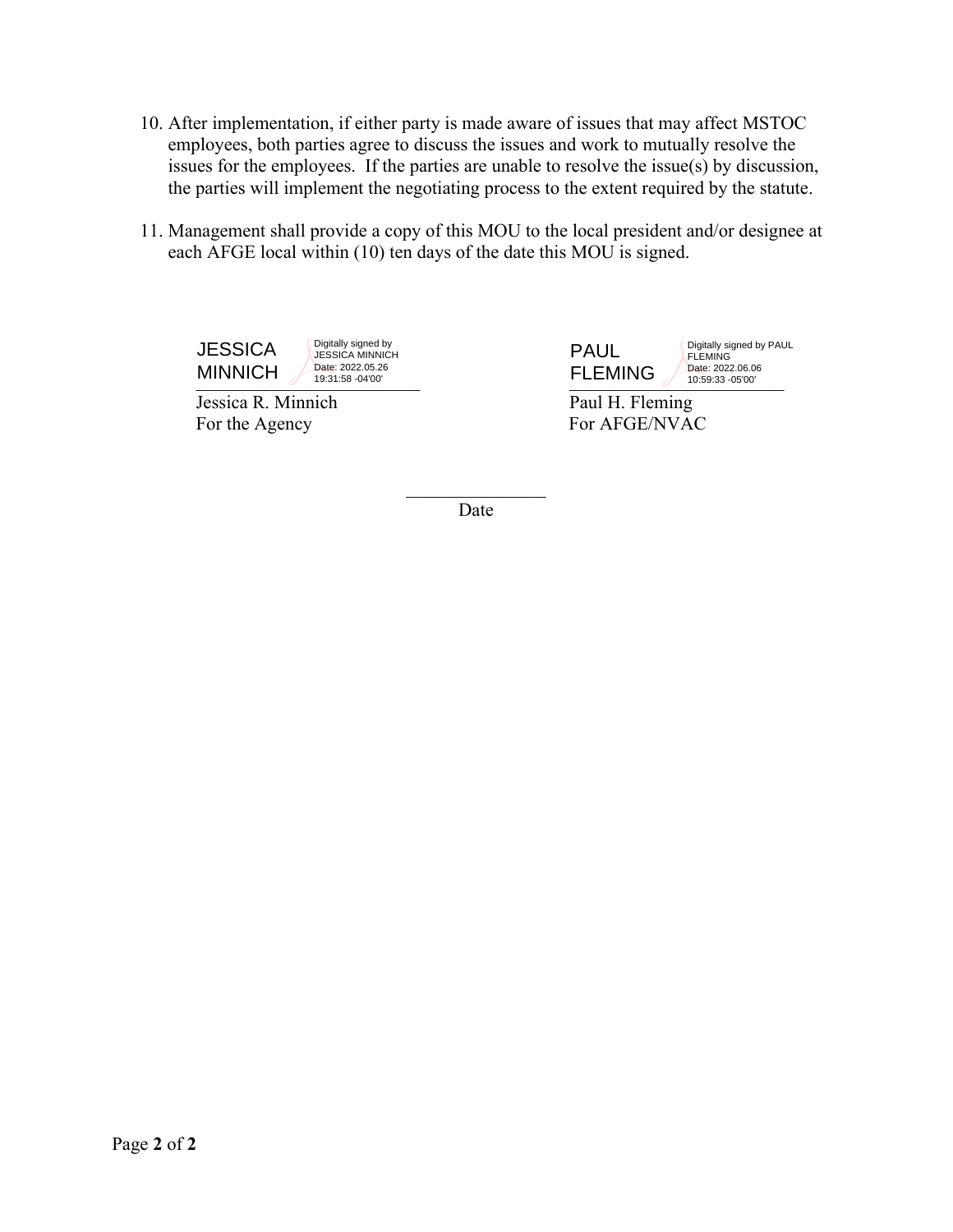10. After implementation, if either party is made aware of issues that may affect MSTOC employees, both parties agree to discuss the issues and work to mutually resolve the issues for the employees. If the parties are unable to resolve the issue(s) by discussion, the parties will implement the negotiating process to the extent required by the statute.

11. Management shall provide a copy of this MOU to the local president and/or designee at each AFGE local within (10) ten days of the date this MOU is signed.

| | |
|---|---|
| JESSICA MINNICH Digitally signed by JESSICA MINNICH Date: 2022.05.26 19:31:58 -04'00' | PAUL FLEMING Digitally signed by PAUL FLEMING Date: 2022.06.06 10:59:33 -05'00' |
| Jessica R. Minnich | Paul H. Fleming |
| For the Agency | For AFGE/NVAC |

Date